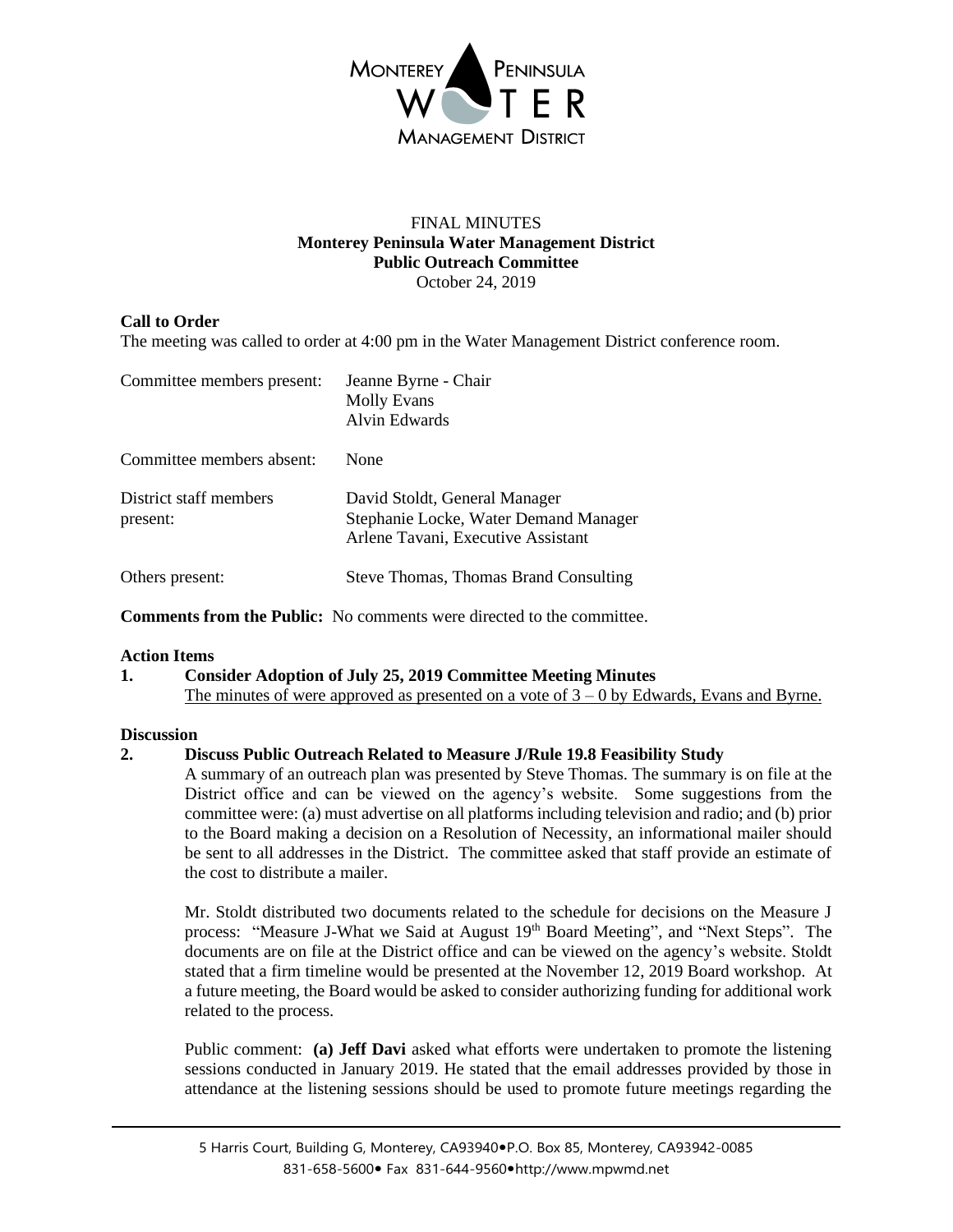MONTEREY PENINSULA WATER MANAGEMENT DISTRICT

FINAL MINUTES
**Monterey Peninsula Water Management District**
**Public Outreach Committee**
October 24, 2019

**Call to Order**
The meeting was called to order at 4:00 pm in the Water Management District conference room.

| | |
|---|---|
| Committee members present: | Jeanne Byrne - Chair<br>Molly Evans<br>Alvin Edwards |
| Committee members absent: | None |
| District staff members present: | David Stoldt, General Manager<br>Stephanie Locke, Water Demand Manager<br>Arlene Tavani, Executive Assistant |
| Others present: | Steve Thomas, Thomas Brand Consulting |

**Comments from the Public:** No comments were directed to the committee.

**Action Items**

**1. Consider Adoption of July 25, 2019 Committee Meeting Minutes**
The minutes of were approved as presented on a vote of 3 – 0 by Edwards, Evans and Byrne.

**Discussion**

**2. Discuss Public Outreach Related to Measure J/Rule 19.8 Feasibility Study**
A summary of an outreach plan was presented by Steve Thomas. The summary is on file at the District office and can be viewed on the agency's website. Some suggestions from the committee were: (a) must advertise on all platforms including television and radio; and (b) prior to the Board making a decision on a Resolution of Necessity, an informational mailer should be sent to all addresses in the District. The committee asked that staff provide an estimate of the cost to distribute a mailer.

Mr. Stoldt distributed two documents related to the schedule for decisions on the Measure J process: "Measure J-What we Said at August 19th Board Meeting", and "Next Steps". The documents are on file at the District office and can be viewed on the agency's website. Stoldt stated that a firm timeline would be presented at the November 12, 2019 Board workshop. At a future meeting, the Board would be asked to consider authorizing funding for additional work related to the process.

Public comment: **(a) Jeff Davi** asked what efforts were undertaken to promote the listening sessions conducted in January 2019. He stated that the email addresses provided by those in attendance at the listening sessions should be used to promote future meetings regarding the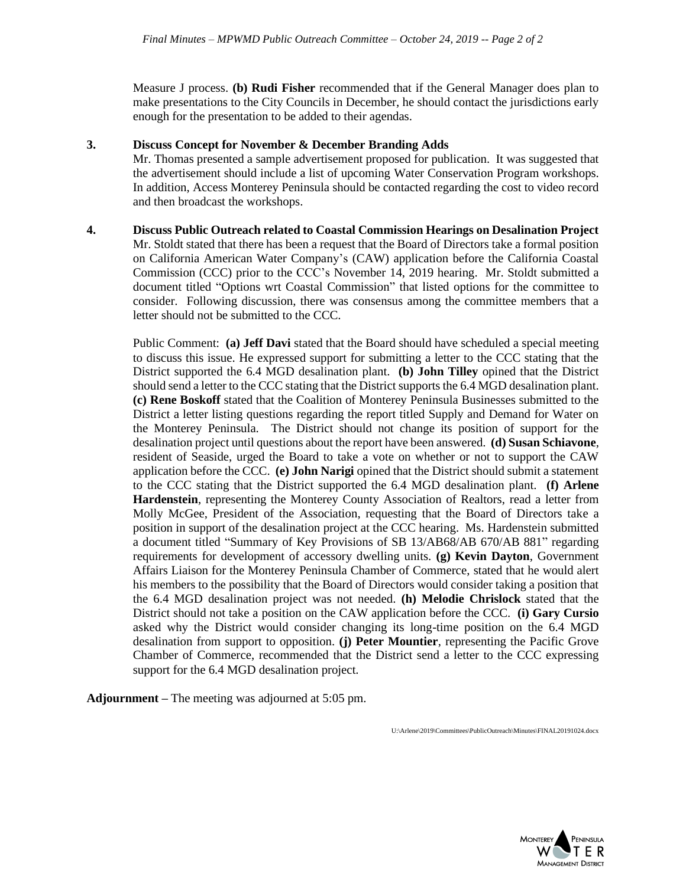Measure J process. **(b) Rudi Fisher** recommended that if the General Manager does plan to make presentations to the City Councils in December, he should contact the jurisdictions early enough for the presentation to be added to their agendas.

**3. Discuss Concept for November & December Branding Adds**

Mr. Thomas presented a sample advertisement proposed for publication. It was suggested that the advertisement should include a list of upcoming Water Conservation Program workshops. In addition, Access Monterey Peninsula should be contacted regarding the cost to video record and then broadcast the workshops.

**4. Discuss Public Outreach related to Coastal Commission Hearings on Desalination Project**

Mr. Stoldt stated that there has been a request that the Board of Directors take a formal position on California American Water Company's (CAW) application before the California Coastal Commission (CCC) prior to the CCC's November 14, 2019 hearing. Mr. Stoldt submitted a document titled "Options wrt Coastal Commission" that listed options for the committee to consider. Following discussion, there was consensus among the committee members that a letter should not be submitted to the CCC.

Public Comment: **(a) Jeff Davi** stated that the Board should have scheduled a special meeting to discuss this issue. He expressed support for submitting a letter to the CCC stating that the District supported the 6.4 MGD desalination plant. **(b) John Tilley** opined that the District should send a letter to the CCC stating that the District supports the 6.4 MGD desalination plant. **(c) Rene Boskoff** stated that the Coalition of Monterey Peninsula Businesses submitted to the District a letter listing questions regarding the report titled Supply and Demand for Water on the Monterey Peninsula. The District should not change its position of support for the desalination project until questions about the report have been answered. **(d) Susan Schiavone**, resident of Seaside, urged the Board to take a vote on whether or not to support the CAW application before the CCC. **(e) John Narigi** opined that the District should submit a statement to the CCC stating that the District supported the 6.4 MGD desalination plant. **(f) Arlene Hardenstein**, representing the Monterey County Association of Realtors, read a letter from Molly McGee, President of the Association, requesting that the Board of Directors take a position in support of the desalination project at the CCC hearing. Ms. Hardenstein submitted a document titled "Summary of Key Provisions of SB 13/AB68/AB 670/AB 881" regarding requirements for development of accessory dwelling units. **(g) Kevin Dayton**, Government Affairs Liaison for the Monterey Peninsula Chamber of Commerce, stated that he would alert his members to the possibility that the Board of Directors would consider taking a position that the 6.4 MGD desalination project was not needed. **(h) Melodie Chrislock** stated that the District should not take a position on the CAW application before the CCC. **(i) Gary Cursio** asked why the District would consider changing its long-time position on the 6.4 MGD desalination from support to opposition. **(j) Peter Mountier**, representing the Pacific Grove Chamber of Commerce, recommended that the District send a letter to the CCC expressing support for the 6.4 MGD desalination project.

**Adjournment** – The meeting was adjourned at 5:05 pm.

U:\Arlene\2019\Committees\PublicOutreach\Minutes\FINAL20191024.docx